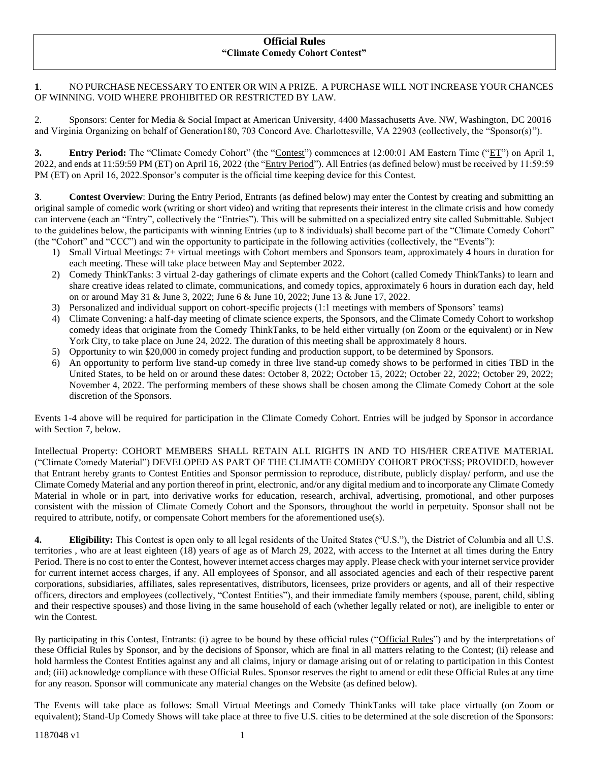# Official Rules
## "Climate Comedy Cohort Contest"

**1**. NO PURCHASE NECESSARY TO ENTER OR WIN A PRIZE. A PURCHASE WILL NOT INCREASE YOUR CHANCES OF WINNING. VOID WHERE PROHIBITED OR RESTRICTED BY LAW.

2. Sponsors: Center for Media & Social Impact at American University, 4400 Massachusetts Ave. NW, Washington, DC 20016 and Virginia Organizing on behalf of Generation180, 703 Concord Ave. Charlottesville, VA 22903 (collectively, the "Sponsor(s)").

**3. Entry Period:** The "Climate Comedy Cohort" (the "Contest") commences at 12:00:01 AM Eastern Time ("ET") on April 1, 2022, and ends at 11:59:59 PM (ET) on April 16, 2022 (the "Entry Period"). All Entries (as defined below) must be received by 11:59:59 PM (ET) on April 16, 2022.Sponsor's computer is the official time keeping device for this Contest.

**3**. **Contest Overview**: During the Entry Period, Entrants (as defined below) may enter the Contest by creating and submitting an original sample of comedic work (writing or short video) and writing that represents their interest in the climate crisis and how comedy can intervene (each an "Entry", collectively the "Entries"). This will be submitted on a specialized entry site called Submittable. Subject to the guidelines below, the participants with winning Entries (up to 8 individuals) shall become part of the "Climate Comedy Cohort" (the "Cohort" and "CCC") and win the opportunity to participate in the following activities (collectively, the "Events"):

1) Small Virtual Meetings: 7+ virtual meetings with Cohort members and Sponsors team, approximately 4 hours in duration for each meeting. These will take place between May and September 2022.
2) Comedy ThinkTanks: 3 virtual 2-day gatherings of climate experts and the Cohort (called Comedy ThinkTanks) to learn and share creative ideas related to climate, communications, and comedy topics, approximately 6 hours in duration each day, held on or around May 31 & June 3, 2022; June 6 & June 10, 2022; June 13 & June 17, 2022.
3) Personalized and individual support on cohort-specific projects (1:1 meetings with members of Sponsors' teams)
4) Climate Convening: a half-day meeting of climate science experts, the Sponsors, and the Climate Comedy Cohort to workshop comedy ideas that originate from the Comedy ThinkTanks, to be held either virtually (on Zoom or the equivalent) or in New York City, to take place on June 24, 2022. The duration of this meeting shall be approximately 8 hours.
5) Opportunity to win $20,000 in comedy project funding and production support, to be determined by Sponsors.
6) An opportunity to perform live stand-up comedy in three live stand-up comedy shows to be performed in cities TBD in the United States, to be held on or around these dates: October 8, 2022; October 15, 2022; October 22, 2022; October 29, 2022; November 4, 2022. The performing members of these shows shall be chosen among the Climate Comedy Cohort at the sole discretion of the Sponsors.

Events 1-4 above will be required for participation in the Climate Comedy Cohort. Entries will be judged by Sponsor in accordance with Section 7, below.

Intellectual Property: COHORT MEMBERS SHALL RETAIN ALL RIGHTS IN AND TO HIS/HER CREATIVE MATERIAL ("Climate Comedy Material") DEVELOPED AS PART OF THE CLIMATE COMEDY COHORT PROCESS; PROVIDED, however that Entrant hereby grants to Contest Entities and Sponsor permission to reproduce, distribute, publicly display/ perform, and use the Climate Comedy Material and any portion thereof in print, electronic, and/or any digital medium and to incorporate any Climate Comedy Material in whole or in part, into derivative works for education, research, archival, advertising, promotional, and other purposes consistent with the mission of Climate Comedy Cohort and the Sponsors, throughout the world in perpetuity. Sponsor shall not be required to attribute, notify, or compensate Cohort members for the aforementioned use(s).

**4. Eligibility:** This Contest is open only to all legal residents of the United States ("U.S."), the District of Columbia and all U.S. territories , who are at least eighteen (18) years of age as of March 29, 2022, with access to the Internet at all times during the Entry Period. There is no cost to enter the Contest, however internet access charges may apply. Please check with your internet service provider for current internet access charges, if any. All employees of Sponsor, and all associated agencies and each of their respective parent corporations, subsidiaries, affiliates, sales representatives, distributors, licensees, prize providers or agents, and all of their respective officers, directors and employees (collectively, "Contest Entities"), and their immediate family members (spouse, parent, child, sibling and their respective spouses) and those living in the same household of each (whether legally related or not), are ineligible to enter or win the Contest.

By participating in this Contest, Entrants: (i) agree to be bound by these official rules ("Official Rules") and by the interpretations of these Official Rules by Sponsor, and by the decisions of Sponsor, which are final in all matters relating to the Contest; (ii) release and hold harmless the Contest Entities against any and all claims, injury or damage arising out of or relating to participation in this Contest and; (iii) acknowledge compliance with these Official Rules. Sponsor reserves the right to amend or edit these Official Rules at any time for any reason. Sponsor will communicate any material changes on the Website (as defined below).

The Events will take place as follows: Small Virtual Meetings and Comedy ThinkTanks will take place virtually (on Zoom or equivalent); Stand-Up Comedy Shows will take place at three to five U.S. cities to be determined at the sole discretion of the Sponsors:

1187048 v1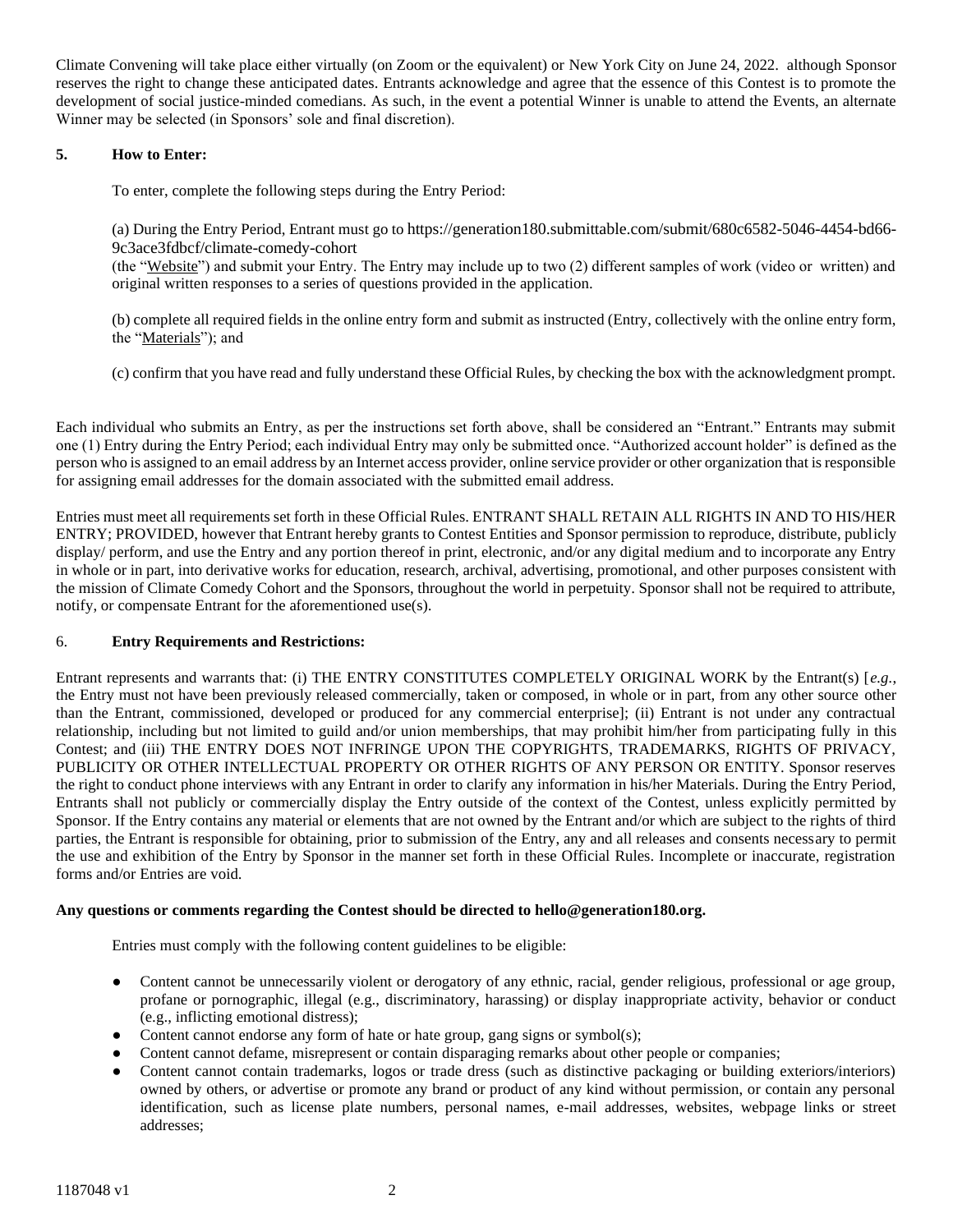Climate Convening will take place either virtually (on Zoom or the equivalent) or New York City on June 24, 2022. although Sponsor reserves the right to change these anticipated dates. Entrants acknowledge and agree that the essence of this Contest is to promote the development of social justice-minded comedians. As such, in the event a potential Winner is unable to attend the Events, an alternate Winner may be selected (in Sponsors' sole and final discretion).

**5. How to Enter:**

To enter, complete the following steps during the Entry Period:

(a) During the Entry Period, Entrant must go to https://generation180.submittable.com/submit/680c6582-5046-4454-bd66-9c3ace3fdbcf/climate-comedy-cohort (the "Website") and submit your Entry. The Entry may include up to two (2) different samples of work (video or written) and original written responses to a series of questions provided in the application.

(b) complete all required fields in the online entry form and submit as instructed (Entry, collectively with the online entry form, the "Materials"); and

(c) confirm that you have read and fully understand these Official Rules, by checking the box with the acknowledgment prompt.

Each individual who submits an Entry, as per the instructions set forth above, shall be considered an "Entrant." Entrants may submit one (1) Entry during the Entry Period; each individual Entry may only be submitted once. "Authorized account holder" is defined as the person who is assigned to an email address by an Internet access provider, online service provider or other organization that is responsible for assigning email addresses for the domain associated with the submitted email address.

Entries must meet all requirements set forth in these Official Rules. ENTRANT SHALL RETAIN ALL RIGHTS IN AND TO HIS/HER ENTRY; PROVIDED, however that Entrant hereby grants to Contest Entities and Sponsor permission to reproduce, distribute, publicly display/ perform, and use the Entry and any portion thereof in print, electronic, and/or any digital medium and to incorporate any Entry in whole or in part, into derivative works for education, research, archival, advertising, promotional, and other purposes consistent with the mission of Climate Comedy Cohort and the Sponsors, throughout the world in perpetuity. Sponsor shall not be required to attribute, notify, or compensate Entrant for the aforementioned use(s).

**6. Entry Requirements and Restrictions:**

Entrant represents and warrants that: (i) THE ENTRY CONSTITUTES COMPLETELY ORIGINAL WORK by the Entrant(s) [*e.g.*, the Entry must not have been previously released commercially, taken or composed, in whole or in part, from any other source other than the Entrant, commissioned, developed or produced for any commercial enterprise]; (ii) Entrant is not under any contractual relationship, including but not limited to guild and/or union memberships, that may prohibit him/her from participating fully in this Contest; and (iii) THE ENTRY DOES NOT INFRINGE UPON THE COPYRIGHTS, TRADEMARKS, RIGHTS OF PRIVACY, PUBLICITY OR OTHER INTELLECTUAL PROPERTY OR OTHER RIGHTS OF ANY PERSON OR ENTITY. Sponsor reserves the right to conduct phone interviews with any Entrant in order to clarify any information in his/her Materials. During the Entry Period, Entrants shall not publicly or commercially display the Entry outside of the context of the Contest, unless explicitly permitted by Sponsor. If the Entry contains any material or elements that are not owned by the Entrant and/or which are subject to the rights of third parties, the Entrant is responsible for obtaining, prior to submission of the Entry, any and all releases and consents necessary to permit the use and exhibition of the Entry by Sponsor in the manner set forth in these Official Rules. Incomplete or inaccurate, registration forms and/or Entries are void.

**Any questions or comments regarding the Contest should be directed to hello@generation180.org.**

Entries must comply with the following content guidelines to be eligible:

- Content cannot be unnecessarily violent or derogatory of any ethnic, racial, gender religious, professional or age group, profane or pornographic, illegal (e.g., discriminatory, harassing) or display inappropriate activity, behavior or conduct (e.g., inflicting emotional distress);
- Content cannot endorse any form of hate or hate group, gang signs or symbol(s);
- Content cannot defame, misrepresent or contain disparaging remarks about other people or companies;
- Content cannot contain trademarks, logos or trade dress (such as distinctive packaging or building exteriors/interiors) owned by others, or advertise or promote any brand or product of any kind without permission, or contain any personal identification, such as license plate numbers, personal names, e-mail addresses, websites, webpage links or street addresses;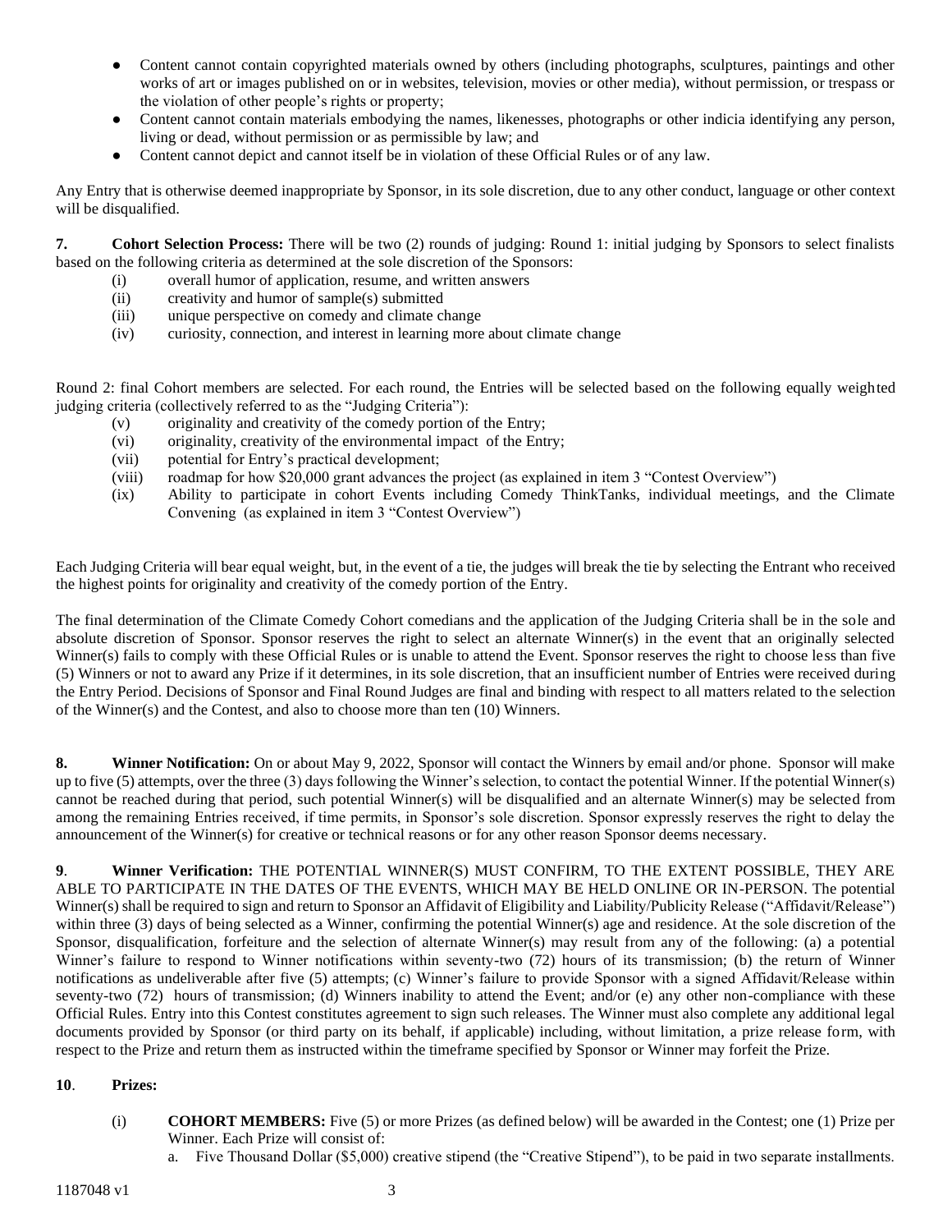- Content cannot contain copyrighted materials owned by others (including photographs, sculptures, paintings and other works of art or images published on or in websites, television, movies or other media), without permission, or trespass or the violation of other people's rights or property;
- Content cannot contain materials embodying the names, likenesses, photographs or other indicia identifying any person, living or dead, without permission or as permissible by law; and
- Content cannot depict and cannot itself be in violation of these Official Rules or of any law.

Any Entry that is otherwise deemed inappropriate by Sponsor, in its sole discretion, due to any other conduct, language or other context will be disqualified.

**7. Cohort Selection Process:** There will be two (2) rounds of judging: Round 1: initial judging by Sponsors to select finalists based on the following criteria as determined at the sole discretion of the Sponsors:

(i) overall humor of application, resume, and written answers
(ii) creativity and humor of sample(s) submitted
(iii) unique perspective on comedy and climate change
(iv) curiosity, connection, and interest in learning more about climate change

Round 2: final Cohort members are selected. For each round, the Entries will be selected based on the following equally weighted judging criteria (collectively referred to as the "Judging Criteria"):

(v) originality and creativity of the comedy portion of the Entry;
(vi) originality, creativity of the environmental impact of the Entry;
(vii) potential for Entry's practical development;
(viii) roadmap for how $20,000 grant advances the project (as explained in item 3 "Contest Overview")
(ix) Ability to participate in cohort Events including Comedy ThinkTanks, individual meetings, and the Climate Convening (as explained in item 3 "Contest Overview")

Each Judging Criteria will bear equal weight, but, in the event of a tie, the judges will break the tie by selecting the Entrant who received the highest points for originality and creativity of the comedy portion of the Entry.

The final determination of the Climate Comedy Cohort comedians and the application of the Judging Criteria shall be in the sole and absolute discretion of Sponsor. Sponsor reserves the right to select an alternate Winner(s) in the event that an originally selected Winner(s) fails to comply with these Official Rules or is unable to attend the Event. Sponsor reserves the right to choose less than five (5) Winners or not to award any Prize if it determines, in its sole discretion, that an insufficient number of Entries were received during the Entry Period. Decisions of Sponsor and Final Round Judges are final and binding with respect to all matters related to the selection of the Winner(s) and the Contest, and also to choose more than ten (10) Winners.

**8. Winner Notification:** On or about May 9, 2022, Sponsor will contact the Winners by email and/or phone. Sponsor will make up to five (5) attempts, over the three (3) days following the Winner's selection, to contact the potential Winner. If the potential Winner(s) cannot be reached during that period, such potential Winner(s) will be disqualified and an alternate Winner(s) may be selected from among the remaining Entries received, if time permits, in Sponsor's sole discretion. Sponsor expressly reserves the right to delay the announcement of the Winner(s) for creative or technical reasons or for any other reason Sponsor deems necessary.

**9. Winner Verification:** THE POTENTIAL WINNER(S) MUST CONFIRM, TO THE EXTENT POSSIBLE, THEY ARE ABLE TO PARTICIPATE IN THE DATES OF THE EVENTS, WHICH MAY BE HELD ONLINE OR IN-PERSON. The potential Winner(s) shall be required to sign and return to Sponsor an Affidavit of Eligibility and Liability/Publicity Release ("Affidavit/Release") within three (3) days of being selected as a Winner, confirming the potential Winner(s) age and residence. At the sole discretion of the Sponsor, disqualification, forfeiture and the selection of alternate Winner(s) may result from any of the following: (a) a potential Winner's failure to respond to Winner notifications within seventy-two (72) hours of its transmission; (b) the return of Winner notifications as undeliverable after five (5) attempts; (c) Winner's failure to provide Sponsor with a signed Affidavit/Release within seventy-two (72) hours of transmission; (d) Winners inability to attend the Event; and/or (e) any other non-compliance with these Official Rules. Entry into this Contest constitutes agreement to sign such releases. The Winner must also complete any additional legal documents provided by Sponsor (or third party on its behalf, if applicable) including, without limitation, a prize release form, with respect to the Prize and return them as instructed within the timeframe specified by Sponsor or Winner may forfeit the Prize.

**10. Prizes:**

(i) **COHORT MEMBERS:** Five (5) or more Prizes (as defined below) will be awarded in the Contest; one (1) Prize per Winner. Each Prize will consist of:

a. Five Thousand Dollar ($5,000) creative stipend (the "Creative Stipend"), to be paid in two separate installments.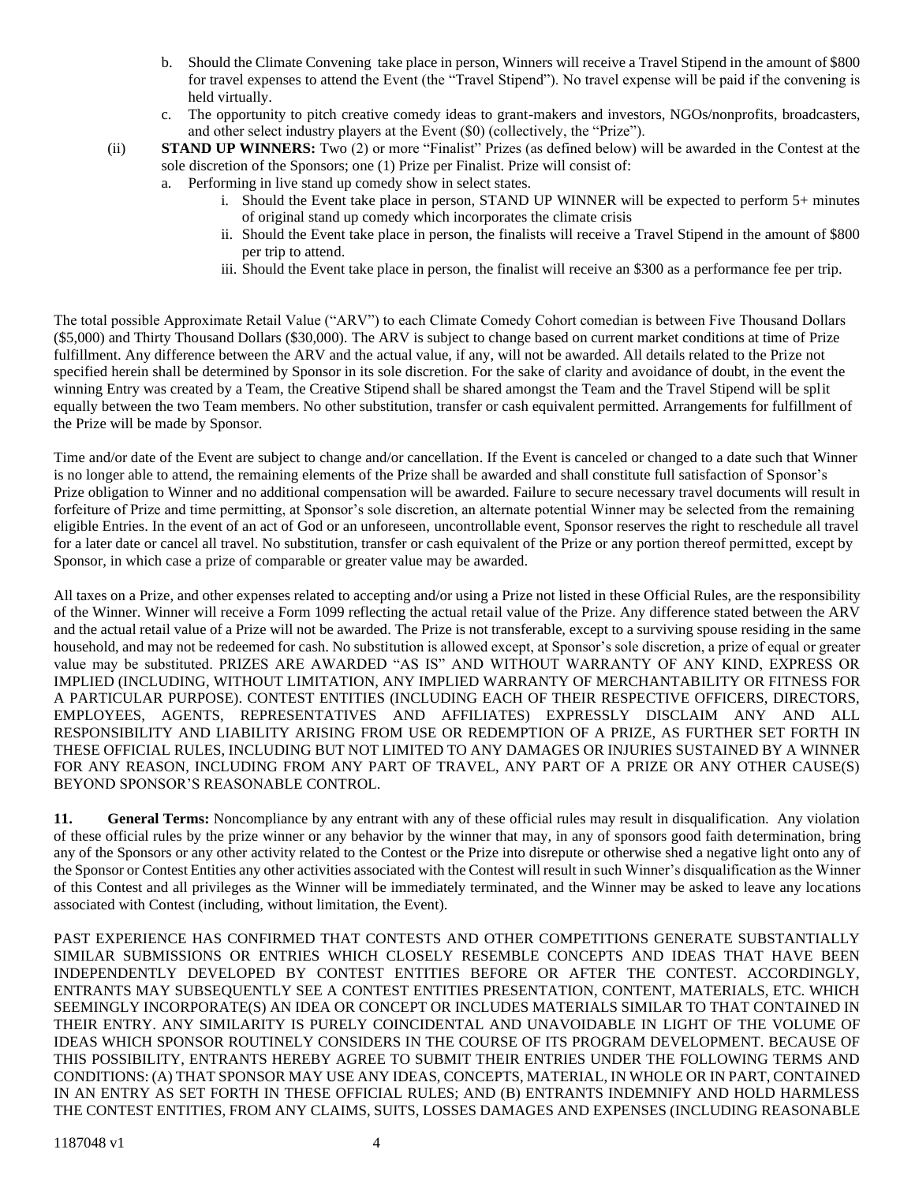b. Should the Climate Convening take place in person, Winners will receive a Travel Stipend in the amount of $800 for travel expenses to attend the Event (the "Travel Stipend"). No travel expense will be paid if the convening is held virtually.

c. The opportunity to pitch creative comedy ideas to grant-makers and investors, NGOs/nonprofits, broadcasters, and other select industry players at the Event ($0) (collectively, the "Prize").

(ii) **STAND UP WINNERS:** Two (2) or more "Finalist" Prizes (as defined below) will be awarded in the Contest at the sole discretion of the Sponsors; one (1) Prize per Finalist. Prize will consist of:

a. Performing in live stand up comedy show in select states.

   i. Should the Event take place in person, STAND UP WINNER will be expected to perform 5+ minutes of original stand up comedy which incorporates the climate crisis

   ii. Should the Event take place in person, the finalists will receive a Travel Stipend in the amount of $800 per trip to attend.

   iii. Should the Event take place in person, the finalist will receive an $300 as a performance fee per trip.

The total possible Approximate Retail Value ("ARV") to each Climate Comedy Cohort comedian is between Five Thousand Dollars ($5,000) and Thirty Thousand Dollars ($30,000). The ARV is subject to change based on current market conditions at time of Prize fulfillment. Any difference between the ARV and the actual value, if any, will not be awarded. All details related to the Prize not specified herein shall be determined by Sponsor in its sole discretion. For the sake of clarity and avoidance of doubt, in the event the winning Entry was created by a Team, the Creative Stipend shall be shared amongst the Team and the Travel Stipend will be split equally between the two Team members. No other substitution, transfer or cash equivalent permitted. Arrangements for fulfillment of the Prize will be made by Sponsor.

Time and/or date of the Event are subject to change and/or cancellation. If the Event is canceled or changed to a date such that Winner is no longer able to attend, the remaining elements of the Prize shall be awarded and shall constitute full satisfaction of Sponsor's Prize obligation to Winner and no additional compensation will be awarded. Failure to secure necessary travel documents will result in forfeiture of Prize and time permitting, at Sponsor's sole discretion, an alternate potential Winner may be selected from the remaining eligible Entries. In the event of an act of God or an unforeseen, uncontrollable event, Sponsor reserves the right to reschedule all travel for a later date or cancel all travel. No substitution, transfer or cash equivalent of the Prize or any portion thereof permitted, except by Sponsor, in which case a prize of comparable or greater value may be awarded.

All taxes on a Prize, and other expenses related to accepting and/or using a Prize not listed in these Official Rules, are the responsibility of the Winner. Winner will receive a Form 1099 reflecting the actual retail value of the Prize. Any difference stated between the ARV and the actual retail value of a Prize will not be awarded. The Prize is not transferable, except to a surviving spouse residing in the same household, and may not be redeemed for cash. No substitution is allowed except, at Sponsor's sole discretion, a prize of equal or greater value may be substituted. PRIZES ARE AWARDED "AS IS" AND WITHOUT WARRANTY OF ANY KIND, EXPRESS OR IMPLIED (INCLUDING, WITHOUT LIMITATION, ANY IMPLIED WARRANTY OF MERCHANTABILITY OR FITNESS FOR A PARTICULAR PURPOSE). CONTEST ENTITIES (INCLUDING EACH OF THEIR RESPECTIVE OFFICERS, DIRECTORS, EMPLOYEES, AGENTS, REPRESENTATIVES AND AFFILIATES) EXPRESSLY DISCLAIM ANY AND ALL RESPONSIBILITY AND LIABILITY ARISING FROM USE OR REDEMPTION OF A PRIZE, AS FURTHER SET FORTH IN THESE OFFICIAL RULES, INCLUDING BUT NOT LIMITED TO ANY DAMAGES OR INJURIES SUSTAINED BY A WINNER FOR ANY REASON, INCLUDING FROM ANY PART OF TRAVEL, ANY PART OF A PRIZE OR ANY OTHER CAUSE(S) BEYOND SPONSOR'S REASONABLE CONTROL.

**11. General Terms:** Noncompliance by any entrant with any of these official rules may result in disqualification. Any violation of these official rules by the prize winner or any behavior by the winner that may, in any of sponsors good faith determination, bring any of the Sponsors or any other activity related to the Contest or the Prize into disrepute or otherwise shed a negative light onto any of the Sponsor or Contest Entities any other activities associated with the Contest will result in such Winner's disqualification as the Winner of this Contest and all privileges as the Winner will be immediately terminated, and the Winner may be asked to leave any locations associated with Contest (including, without limitation, the Event).

PAST EXPERIENCE HAS CONFIRMED THAT CONTESTS AND OTHER COMPETITIONS GENERATE SUBSTANTIALLY SIMILAR SUBMISSIONS OR ENTRIES WHICH CLOSELY RESEMBLE CONCEPTS AND IDEAS THAT HAVE BEEN INDEPENDENTLY DEVELOPED BY CONTEST ENTITIES BEFORE OR AFTER THE CONTEST. ACCORDINGLY, ENTRANTS MAY SUBSEQUENTLY SEE A CONTEST ENTITIES PRESENTATION, CONTENT, MATERIALS, ETC. WHICH SEEMINGLY INCORPORATE(S) AN IDEA OR CONCEPT OR INCLUDES MATERIALS SIMILAR TO THAT CONTAINED IN THEIR ENTRY. ANY SIMILARITY IS PURELY COINCIDENTAL AND UNAVOIDABLE IN LIGHT OF THE VOLUME OF IDEAS WHICH SPONSOR ROUTINELY CONSIDERS IN THE COURSE OF ITS PROGRAM DEVELOPMENT. BECAUSE OF THIS POSSIBILITY, ENTRANTS HEREBY AGREE TO SUBMIT THEIR ENTRIES UNDER THE FOLLOWING TERMS AND CONDITIONS: (A) THAT SPONSOR MAY USE ANY IDEAS, CONCEPTS, MATERIAL, IN WHOLE OR IN PART, CONTAINED IN AN ENTRY AS SET FORTH IN THESE OFFICIAL RULES; AND (B) ENTRANTS INDEMNIFY AND HOLD HARMLESS THE CONTEST ENTITIES, FROM ANY CLAIMS, SUITS, LOSSES DAMAGES AND EXPENSES (INCLUDING REASONABLE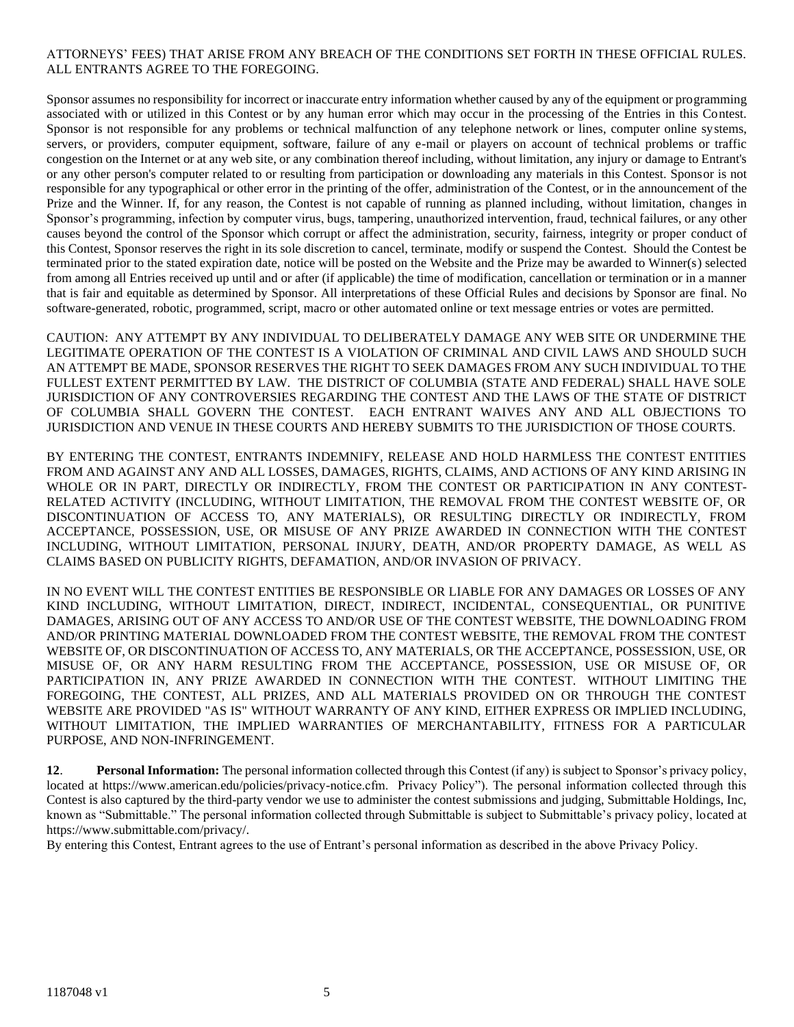ATTORNEYS' FEES) THAT ARISE FROM ANY BREACH OF THE CONDITIONS SET FORTH IN THESE OFFICIAL RULES. ALL ENTRANTS AGREE TO THE FOREGOING.

Sponsor assumes no responsibility for incorrect or inaccurate entry information whether caused by any of the equipment or programming associated with or utilized in this Contest or by any human error which may occur in the processing of the Entries in this Contest. Sponsor is not responsible for any problems or technical malfunction of any telephone network or lines, computer online systems, servers, or providers, computer equipment, software, failure of any e-mail or players on account of technical problems or traffic congestion on the Internet or at any web site, or any combination thereof including, without limitation, any injury or damage to Entrant's or any other person's computer related to or resulting from participation or downloading any materials in this Contest. Sponsor is not responsible for any typographical or other error in the printing of the offer, administration of the Contest, or in the announcement of the Prize and the Winner. If, for any reason, the Contest is not capable of running as planned including, without limitation, changes in Sponsor's programming, infection by computer virus, bugs, tampering, unauthorized intervention, fraud, technical failures, or any other causes beyond the control of the Sponsor which corrupt or affect the administration, security, fairness, integrity or proper conduct of this Contest, Sponsor reserves the right in its sole discretion to cancel, terminate, modify or suspend the Contest. Should the Contest be terminated prior to the stated expiration date, notice will be posted on the Website and the Prize may be awarded to Winner(s) selected from among all Entries received up until and or after (if applicable) the time of modification, cancellation or termination or in a manner that is fair and equitable as determined by Sponsor. All interpretations of these Official Rules and decisions by Sponsor are final. No software-generated, robotic, programmed, script, macro or other automated online or text message entries or votes are permitted.

CAUTION: ANY ATTEMPT BY ANY INDIVIDUAL TO DELIBERATELY DAMAGE ANY WEB SITE OR UNDERMINE THE LEGITIMATE OPERATION OF THE CONTEST IS A VIOLATION OF CRIMINAL AND CIVIL LAWS AND SHOULD SUCH AN ATTEMPT BE MADE, SPONSOR RESERVES THE RIGHT TO SEEK DAMAGES FROM ANY SUCH INDIVIDUAL TO THE FULLEST EXTENT PERMITTED BY LAW. THE DISTRICT OF COLUMBIA (STATE AND FEDERAL) SHALL HAVE SOLE JURISDICTION OF ANY CONTROVERSIES REGARDING THE CONTEST AND THE LAWS OF THE STATE OF DISTRICT OF COLUMBIA SHALL GOVERN THE CONTEST. EACH ENTRANT WAIVES ANY AND ALL OBJECTIONS TO JURISDICTION AND VENUE IN THESE COURTS AND HEREBY SUBMITS TO THE JURISDICTION OF THOSE COURTS.

BY ENTERING THE CONTEST, ENTRANTS INDEMNIFY, RELEASE AND HOLD HARMLESS THE CONTEST ENTITIES FROM AND AGAINST ANY AND ALL LOSSES, DAMAGES, RIGHTS, CLAIMS, AND ACTIONS OF ANY KIND ARISING IN WHOLE OR IN PART, DIRECTLY OR INDIRECTLY, FROM THE CONTEST OR PARTICIPATION IN ANY CONTEST-RELATED ACTIVITY (INCLUDING, WITHOUT LIMITATION, THE REMOVAL FROM THE CONTEST WEBSITE OF, OR DISCONTINUATION OF ACCESS TO, ANY MATERIALS), OR RESULTING DIRECTLY OR INDIRECTLY, FROM ACCEPTANCE, POSSESSION, USE, OR MISUSE OF ANY PRIZE AWARDED IN CONNECTION WITH THE CONTEST INCLUDING, WITHOUT LIMITATION, PERSONAL INJURY, DEATH, AND/OR PROPERTY DAMAGE, AS WELL AS CLAIMS BASED ON PUBLICITY RIGHTS, DEFAMATION, AND/OR INVASION OF PRIVACY.

IN NO EVENT WILL THE CONTEST ENTITIES BE RESPONSIBLE OR LIABLE FOR ANY DAMAGES OR LOSSES OF ANY KIND INCLUDING, WITHOUT LIMITATION, DIRECT, INDIRECT, INCIDENTAL, CONSEQUENTIAL, OR PUNITIVE DAMAGES, ARISING OUT OF ANY ACCESS TO AND/OR USE OF THE CONTEST WEBSITE, THE DOWNLOADING FROM AND/OR PRINTING MATERIAL DOWNLOADED FROM THE CONTEST WEBSITE, THE REMOVAL FROM THE CONTEST WEBSITE OF, OR DISCONTINUATION OF ACCESS TO, ANY MATERIALS, OR THE ACCEPTANCE, POSSESSION, USE, OR MISUSE OF, OR ANY HARM RESULTING FROM THE ACCEPTANCE, POSSESSION, USE OR MISUSE OF, OR PARTICIPATION IN, ANY PRIZE AWARDED IN CONNECTION WITH THE CONTEST. WITHOUT LIMITING THE FOREGOING, THE CONTEST, ALL PRIZES, AND ALL MATERIALS PROVIDED ON OR THROUGH THE CONTEST WEBSITE ARE PROVIDED "AS IS" WITHOUT WARRANTY OF ANY KIND, EITHER EXPRESS OR IMPLIED INCLUDING, WITHOUT LIMITATION, THE IMPLIED WARRANTIES OF MERCHANTABILITY, FITNESS FOR A PARTICULAR PURPOSE, AND NON-INFRINGEMENT.

**12**. **Personal Information:** The personal information collected through this Contest (if any) is subject to Sponsor's privacy policy, located at https://www.american.edu/policies/privacy-notice.cfm. Privacy Policy"). The personal information collected through this Contest is also captured by the third-party vendor we use to administer the contest submissions and judging, Submittable Holdings, Inc, known as "Submittable." The personal information collected through Submittable is subject to Submittable's privacy policy, located at https://www.submittable.com/privacy/.

By entering this Contest, Entrant agrees to the use of Entrant's personal information as described in the above Privacy Policy.

1187048 v1